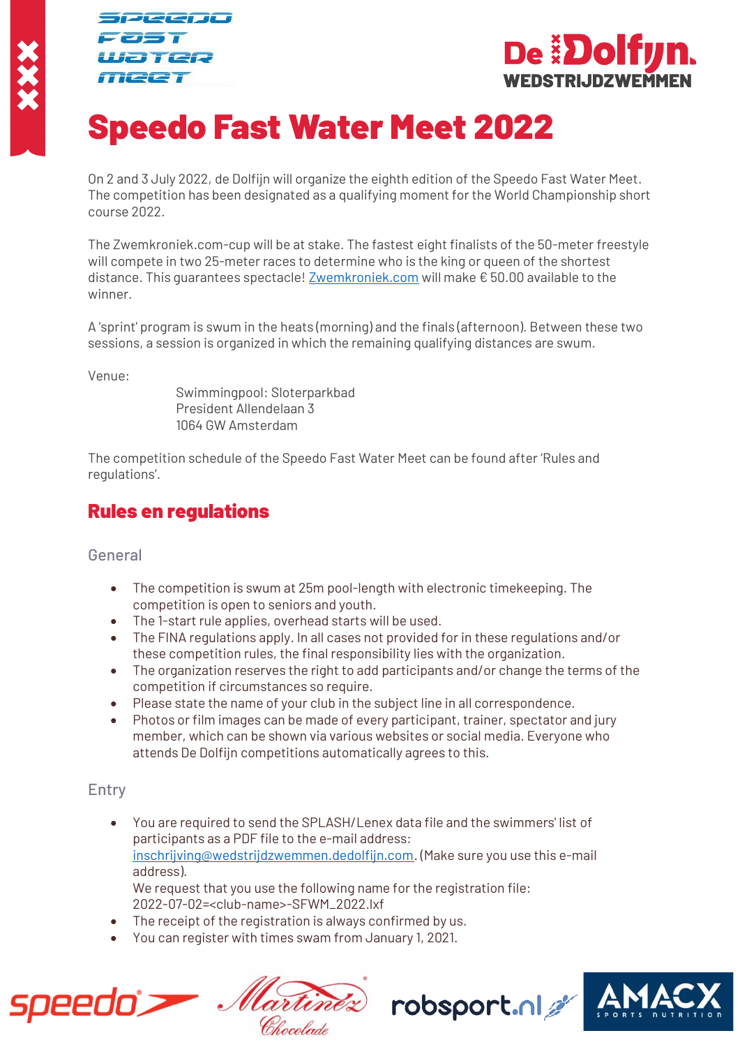# Speedo Fast Water Meet 2022

On 2 and 3 July 2022, de Dolfijn will organize the eighth edition of the Speedo Fast Water Meet. The competition has been designated as a qualifying moment for the World Championship short course 2022.

The Zwemkroniek.com-cup will be at stake. The fastest eight finalists of the 50-meter freestyle will compete in two 25-meter races to determine who is the king or queen of the shortest distance. This guarantees spectacle! Zwemkroniek.com will make € 50.00 available to the winner.

A 'sprint' program is swum in the heats (morning) and the finals (afternoon). Between these two sessions, a session is organized in which the remaining qualifying distances are swum.

Venue:

Swimmingpool: Sloterparkbad
President Allendelaan 3
1064 GW Amsterdam

The competition schedule of the Speedo Fast Water Meet can be found after 'Rules and regulations'.

## Rules en regulations

### General

- The competition is swum at 25m pool-length with electronic timekeeping. The competition is open to seniors and youth.
- The 1-start rule applies, overhead starts will be used.
- The FINA regulations apply. In all cases not provided for in these regulations and/or these competition rules, the final responsibility lies with the organization.
- The organization reserves the right to add participants and/or change the terms of the competition if circumstances so require.
- Please state the name of your club in the subject line in all correspondence.
- Photos or film images can be made of every participant, trainer, spectator and jury member, which can be shown via various websites or social media. Everyone who attends De Dolfijn competitions automatically agrees to this.

### Entry

- You are required to send the SPLASH/Lenex data file and the swimmers' list of participants as a PDF file to the e-mail address: inschrijving@wedstrijdzwemmen.dedolfijn.com. (Make sure you use this e-mail address).
  We request that you use the following name for the registration file: 2022-07-02=<club-name>-SFWM_2022.lxf
- The receipt of the registration is always confirmed by us.
- You can register with times swam from January 1, 2021.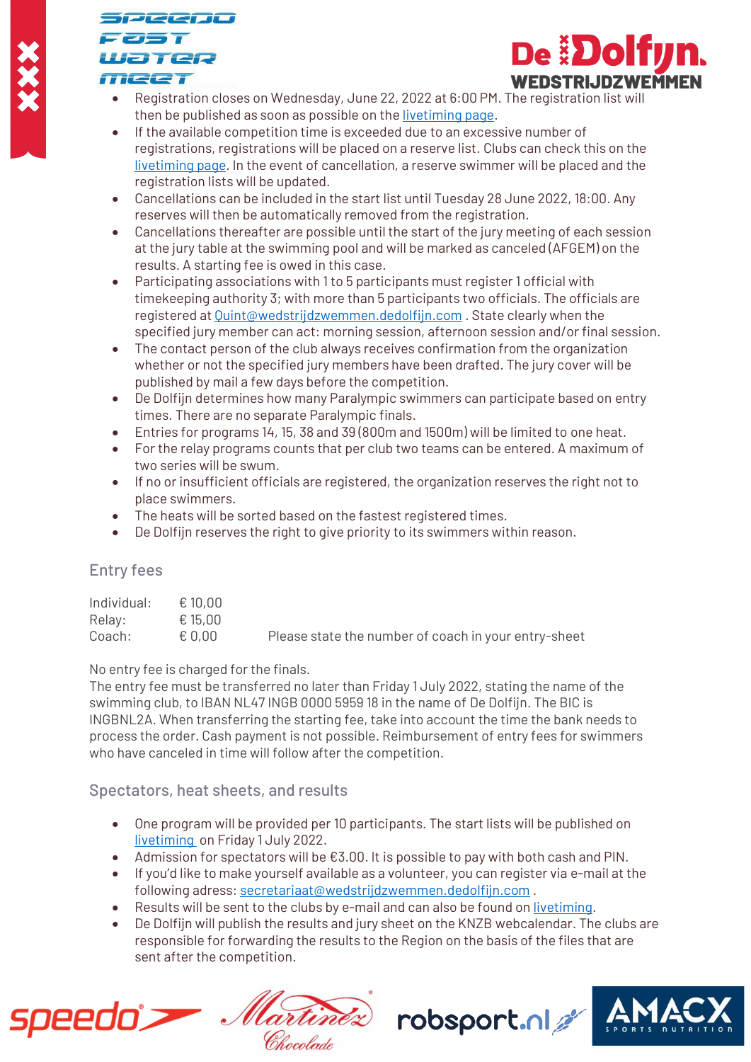- Registration closes on Wednesday, June 22, 2022 at 6:00 PM. The registration list will then be published as soon as possible on the livetiming page.
- If the available competition time is exceeded due to an excessive number of registrations, registrations will be placed on a reserve list. Clubs can check this on the livetiming page. In the event of cancellation, a reserve swimmer will be placed and the registration lists will be updated.
- Cancellations can be included in the start list until Tuesday 28 June 2022, 18:00. Any reserves will then be automatically removed from the registration.
- Cancellations thereafter are possible until the start of the jury meeting of each session at the jury table at the swimming pool and will be marked as canceled (AFGEM) on the results. A starting fee is owed in this case.
- Participating associations with 1 to 5 participants must register 1 official with timekeeping authority 3; with more than 5 participants two officials. The officials are registered at Quint@wedstrijdzwemmen.dedolfijn.com . State clearly when the specified jury member can act: morning session, afternoon session and/or final session.
- The contact person of the club always receives confirmation from the organization whether or not the specified jury members have been drafted. The jury cover will be published by mail a few days before the competition.
- De Dolfijn determines how many Paralympic swimmers can participate based on entry times. There are no separate Paralympic finals.
- Entries for programs 14, 15, 38 and 39 (800m and 1500m) will be limited to one heat.
- For the relay programs counts that per club two teams can be entered. A maximum of two series will be swum.
- If no or insufficient officials are registered, the organization reserves the right not to place swimmers.
- The heats will be sorted based on the fastest registered times.
- De Dolfijn reserves the right to give priority to its swimmers within reason.

## Entry fees

| | | |
|---|---|---|
| Individual: | € 10,00 | |
| Relay: | € 15,00 | |
| Coach: | € 0,00 | Please state the number of coach in your entry-sheet |

No entry fee is charged for the finals.
The entry fee must be transferred no later than Friday 1 July 2022, stating the name of the swimming club, to IBAN NL47 INGB 0000 5959 18 in the name of De Dolfijn. The BIC is INGBNL2A. When transferring the starting fee, take into account the time the bank needs to process the order. Cash payment is not possible. Reimbursement of entry fees for swimmers who have canceled in time will follow after the competition.

## Spectators, heat sheets, and results

- One program will be provided per 10 participants. The start lists will be published on livetiming on Friday 1 July 2022.
- Admission for spectators will be €3.00. It is possible to pay with both cash and PIN.
- If you'd like to make yourself available as a volunteer, you can register via e-mail at the following adress: secretariaat@wedstrijdzwemmen.dedolfijn.com .
- Results will be sent to the clubs by e-mail and can also be found on livetiming.
- De Dolfijn will publish the results and jury sheet on the KNZB webcalendar. The clubs are responsible for forwarding the results to the Region on the basis of the files that are sent after the competition.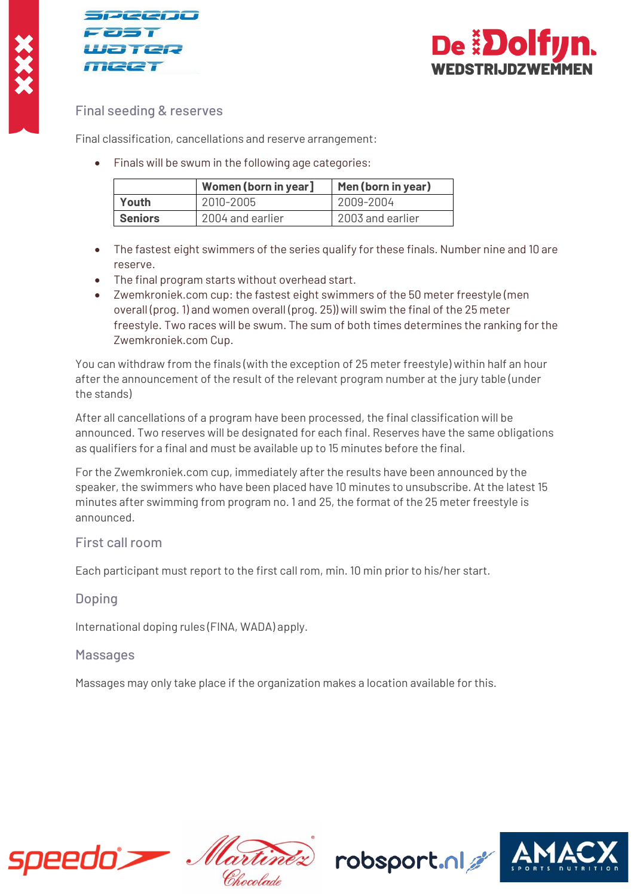## Final seeding & reserves

Final classification, cancellations and reserve arrangement:

- Finals will be swum in the following age categories:

| | Women (born in year] | Men (born in year) |
|---|---|---|
| **Youth** | 2010-2005 | 2009-2004 |
| **Seniors** | 2004 and earlier | 2003 and earlier |

- The fastest eight swimmers of the series qualify for these finals. Number nine and 10 are reserve.
- The final program starts without overhead start.
- Zwemkroniek.com cup: the fastest eight swimmers of the 50 meter freestyle (men overall (prog. 1) and women overall (prog. 25)) will swim the final of the 25 meter freestyle. Two races will be swum. The sum of both times determines the ranking for the Zwemkroniek.com Cup.

You can withdraw from the finals (with the exception of 25 meter freestyle) within half an hour after the announcement of the result of the relevant program number at the jury table (under the stands)

After all cancellations of a program have been processed, the final classification will be announced. Two reserves will be designated for each final. Reserves have the same obligations as qualifiers for a final and must be available up to 15 minutes before the final.

For the Zwemkroniek.com cup, immediately after the results have been announced by the speaker, the swimmers who have been placed have 10 minutes to unsubscribe. At the latest 15 minutes after swimming from program no. 1 and 25, the format of the 25 meter freestyle is announced.

## First call room

Each participant must report to the first call rom, min. 10 min prior to his/her start.

## Doping

International doping rules (FINA, WADA) apply.

## Massages

Massages may only take place if the organization makes a location available for this.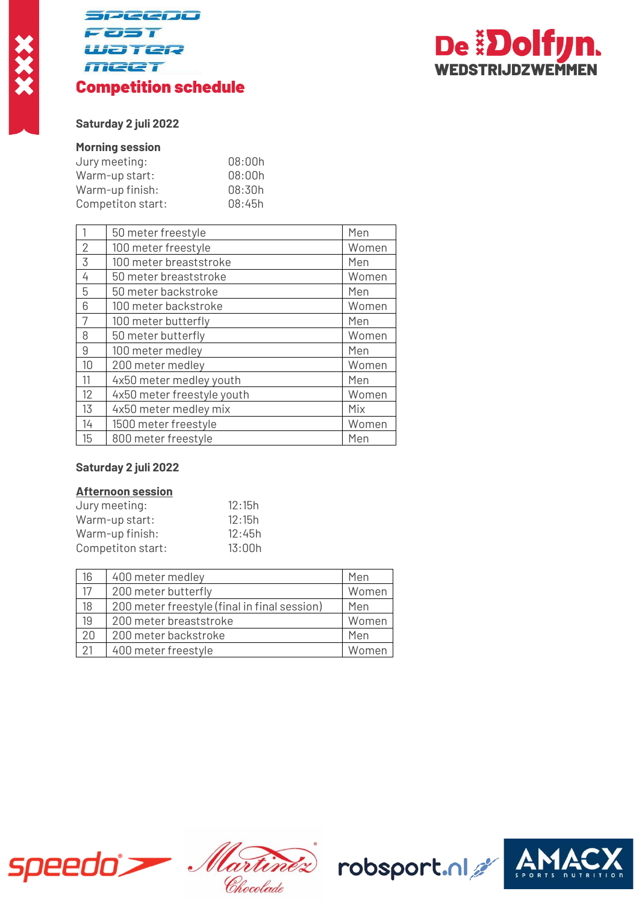Speedo Fast Water Meet

# Competition schedule

De Dolfijn WEDSTRIJDZWEMMEN

**Saturday 2 juli 2022**

**Morning session**

| | |
|---|---|
| Jury meeting: | 08:00h |
| Warm-up start: | 08:00h |
| Warm-up finish: | 08:30h |
| Competiton start: | 08:45h |

| | | |
|---|---|---|
| 1 | 50 meter freestyle | Men |
| 2 | 100 meter freestyle | Women |
| 3 | 100 meter breaststroke | Men |
| 4 | 50 meter breaststroke | Women |
| 5 | 50 meter backstroke | Men |
| 6 | 100 meter backstroke | Women |
| 7 | 100 meter butterfly | Men |
| 8 | 50 meter butterfly | Women |
| 9 | 100 meter medley | Men |
| 10 | 200 meter medley | Women |
| 11 | 4x50 meter medley youth | Men |
| 12 | 4x50 meter freestyle youth | Women |
| 13 | 4x50 meter medley mix | Mix |
| 14 | 1500 meter freestyle | Women |
| 15 | 800 meter freestyle | Men |

**Saturday 2 juli 2022**

**Afternoon session**

| | |
|---|---|
| Jury meeting: | 12:15h |
| Warm-up start: | 12:15h |
| Warm-up finish: | 12:45h |
| Competiton start: | 13:00h |

| | | |
|---|---|---|
| 16 | 400 meter medley | Men |
| 17 | 200 meter butterfly | Women |
| 18 | 200 meter freestyle (final in final session) | Men |
| 19 | 200 meter breaststroke | Women |
| 20 | 200 meter backstroke | Men |
| 21 | 400 meter freestyle | Women |

speedo · Martinez Chocolade · robsport.nl · AMACX SPORTS NUTRITION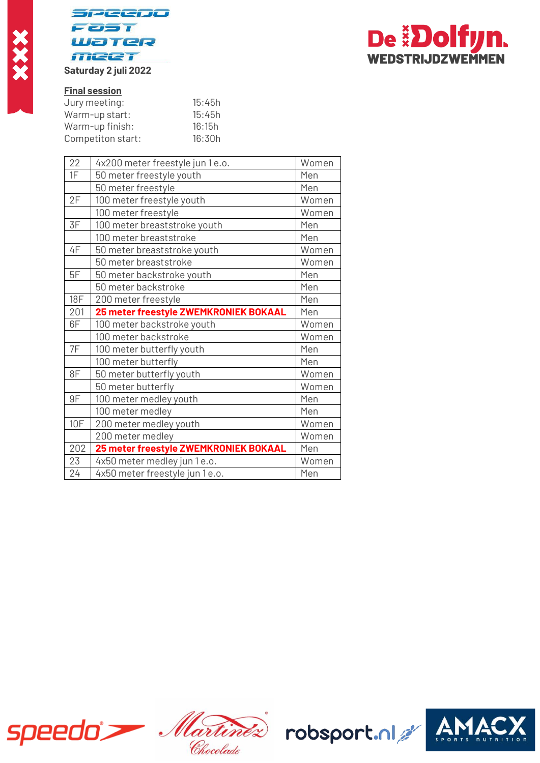Speedo Fast Water Meet

De Dolfijn Wedstrijdzwemmen

**Saturday 2 juli 2022**

**Final session**

| | |
|---|---|
| Jury meeting: | 15:45h |
| Warm-up start: | 15:45h |
| Warm-up finish: | 16:15h |
| Competiton start: | 16:30h |

| | | |
|---|---|---|
| 22 | 4x200 meter freestyle jun 1 e.o. | Women |
| 1F | 50 meter freestyle youth | Men |
| | 50 meter freestyle | Men |
| 2F | 100 meter freestyle youth | Women |
| | 100 meter freestyle | Women |
| 3F | 100 meter breaststroke youth | Men |
| | 100 meter breaststroke | Men |
| 4F | 50 meter breaststroke youth | Women |
| | 50 meter breaststroke | Women |
| 5F | 50 meter backstroke youth | Men |
| | 50 meter backstroke | Men |
| 18F | 200 meter freestyle | Men |
| 201 | **25 meter freestyle ZWEMKRONIEK BOKAAL** | Men |
| 6F | 100 meter backstroke youth | Women |
| | 100 meter backstroke | Women |
| 7F | 100 meter butterfly youth | Men |
| | 100 meter butterfly | Men |
| 8F | 50 meter butterfly youth | Women |
| | 50 meter butterfly | Women |
| 9F | 100 meter medley youth | Men |
| | 100 meter medley | Men |
| 10F | 200 meter medley youth | Women |
| | 200 meter medley | Women |
| 202 | **25 meter freestyle ZWEMKRONIEK BOKAAL** | Men |
| 23 | 4x50 meter medley jun 1 e.o. | Women |
| 24 | 4x50 meter freestyle jun 1 e.o. | Men |

speedo · Martinez Chocolade · robsport.nl · AMACX Sports Nutrition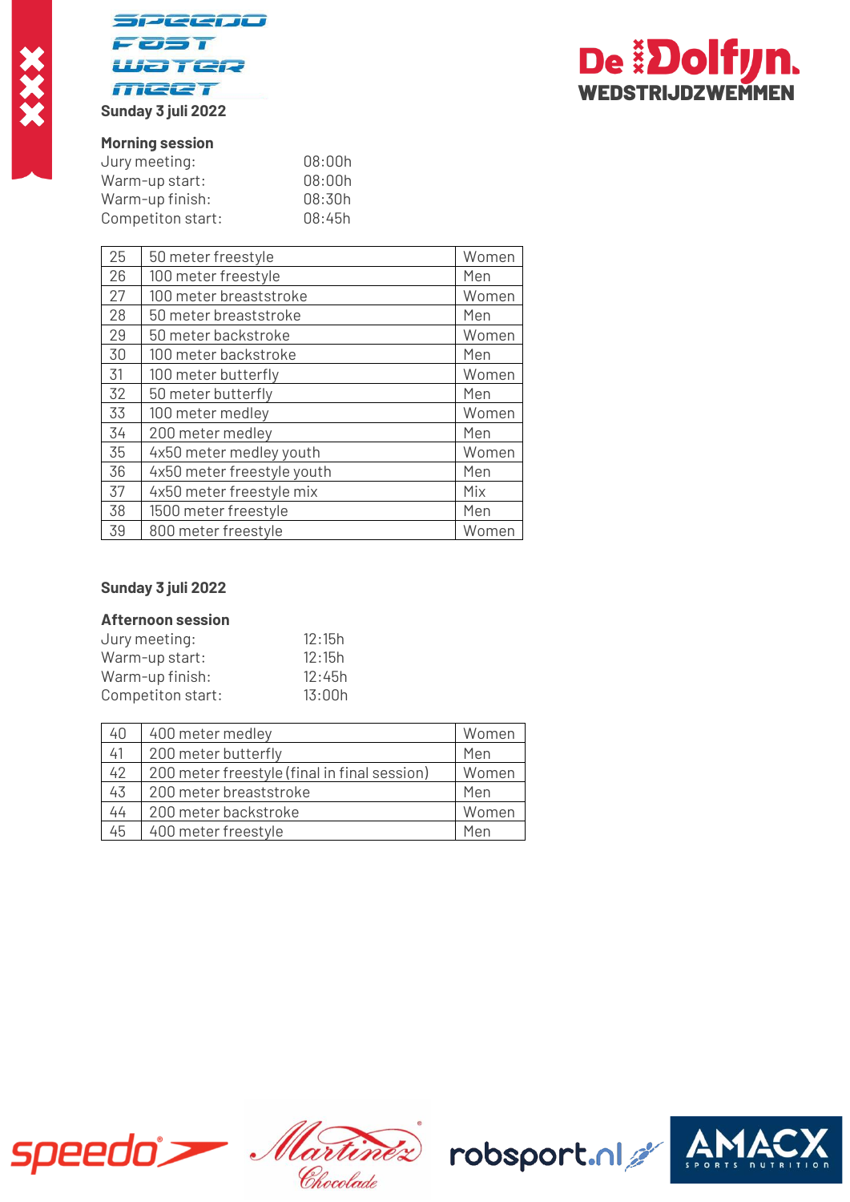Speedo Fast Water Meet

De Dolfijn Wedstrijdzwemmen

**Sunday 3 juli 2022**

**Morning session**

| | |
|---|---|
| Jury meeting: | 08:00h |
| Warm-up start: | 08:00h |
| Warm-up finish: | 08:30h |
| Competiton start: | 08:45h |

| | | |
|---|---|---|
| 25 | 50 meter freestyle | Women |
| 26 | 100 meter freestyle | Men |
| 27 | 100 meter breaststroke | Women |
| 28 | 50 meter breaststroke | Men |
| 29 | 50 meter backstroke | Women |
| 30 | 100 meter backstroke | Men |
| 31 | 100 meter butterfly | Women |
| 32 | 50 meter butterfly | Men |
| 33 | 100 meter medley | Women |
| 34 | 200 meter medley | Men |
| 35 | 4x50 meter medley youth | Women |
| 36 | 4x50 meter freestyle youth | Men |
| 37 | 4x50 meter freestyle mix | Mix |
| 38 | 1500 meter freestyle | Men |
| 39 | 800 meter freestyle | Women |

**Sunday 3 juli 2022**

**Afternoon session**

| | |
|---|---|
| Jury meeting: | 12:15h |
| Warm-up start: | 12:15h |
| Warm-up finish: | 12:45h |
| Competiton start: | 13:00h |

| | | |
|---|---|---|
| 40 | 400 meter medley | Women |
| 41 | 200 meter butterfly | Men |
| 42 | 200 meter freestyle (final in final session) | Women |
| 43 | 200 meter breaststroke | Men |
| 44 | 200 meter backstroke | Women |
| 45 | 400 meter freestyle | Men |

speedo · Martinez Chocolade · robsport.nl · AMACX Sports Nutrition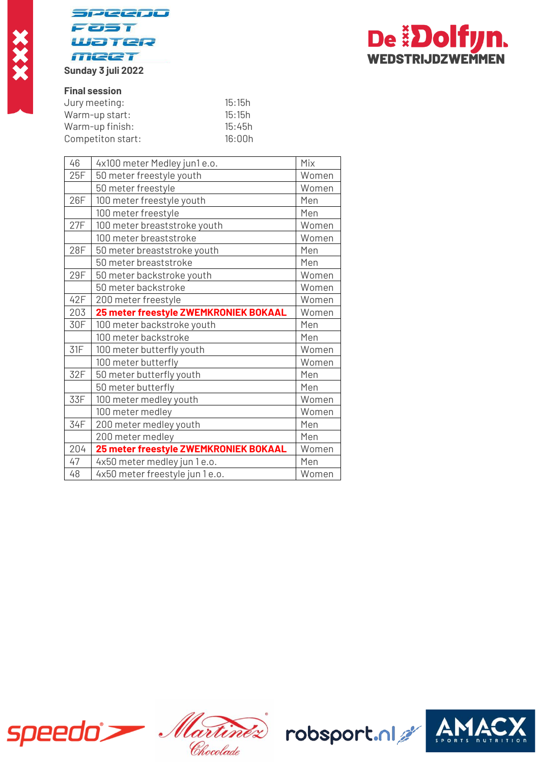Speedo Fast Water Meet

Sunday 3 juli 2022

De Dolfijn. WEDSTRIJDZWEMMEN

**Final session**

| | |
|---|---|
| Jury meeting: | 15:15h |
| Warm-up start: | 15:15h |
| Warm-up finish: | 15:45h |
| Competiton start: | 16:00h |

| | | |
|---|---|---|
| 46 | 4x100 meter Medley jun1 e.o. | Mix |
| 25F | 50 meter freestyle youth | Women |
| | 50 meter freestyle | Women |
| 26F | 100 meter freestyle youth | Men |
| | 100 meter freestyle | Men |
| 27F | 100 meter breaststroke youth | Women |
| | 100 meter breaststroke | Women |
| 28F | 50 meter breaststroke youth | Men |
| | 50 meter breaststroke | Men |
| 29F | 50 meter backstroke youth | Women |
| | 50 meter backstroke | Women |
| 42F | 200 meter freestyle | Women |
| 203 | **25 meter freestyle ZWEMKRONIEK BOKAAL** | Women |
| 30F | 100 meter backstroke youth | Men |
| | 100 meter backstroke | Men |
| 31F | 100 meter butterfly youth | Women |
| | 100 meter butterfly | Women |
| 32F | 50 meter butterfly youth | Men |
| | 50 meter butterfly | Men |
| 33F | 100 meter medley youth | Women |
| | 100 meter medley | Women |
| 34F | 200 meter medley youth | Men |
| | 200 meter medley | Men |
| 204 | **25 meter freestyle ZWEMKRONIEK BOKAAL** | Women |
| 47 | 4x50 meter medley jun 1 e.o. | Men |
| 48 | 4x50 meter freestyle jun 1 e.o. | Women |

speedo Martinez Chocolade robsport.nl AMACX SPORTS NUTRITION